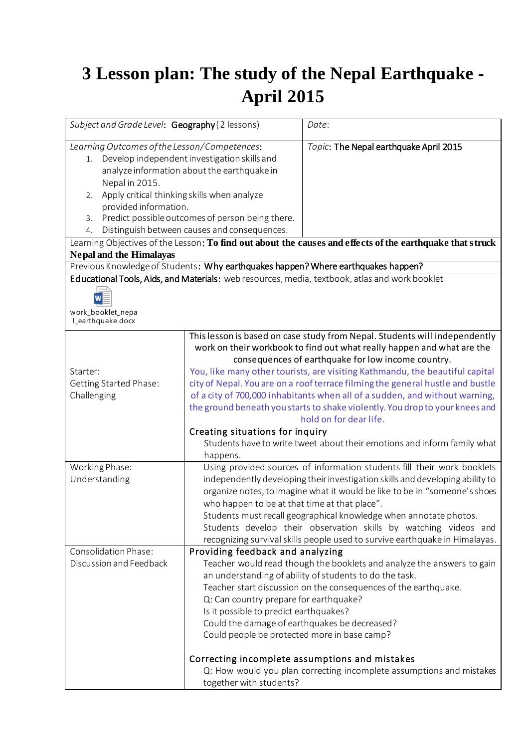# 3 Lesson plan: The study of the Nepal Earthquake - April 2015

| *Subject and Grade Level*: Geography (2 lessons) | *Date*: |
|---|---|
| *Learning Outcomes of the Lesson/Competences*:<br>1. Develop independent investigation skills and analyze information about the earthquake in Nepal in 2015.<br>2. Apply critical thinking skills when analyze provided information.<br>3. Predict possible outcomes of person being there.<br>4. Distinguish between causes and consequences. | *Topic*: The Nepal earthquake April 2015 |
| Learning Objectives of the Lesson: **To find out about the causes and effects of the earthquake that struck Nepal and the Himalayas** | |
| Previous Knowledge of Students: Why earthquakes happen? Where earthquakes happen? | |
| **Educational Tools, Aids, and Materials:** web resources, media, textbook, atlas and work booklet<br>work_booklet_nepal_earthquake.docx | |
| Starter:<br>Getting Started Phase:<br>Challenging | This lesson is based on case study from Nepal. Students will independently work on their workbook to find out what really happen and what are the consequences of earthquake for low income country.<br>You, like many other tourists, are visiting Kathmandu, the beautiful capital city of Nepal. You are on a roof terrace filming the general hustle and bustle of a city of 700,000 inhabitants when all of a sudden, and without warning, the ground beneath you starts to shake violently. You drop to your knees and hold on for dear life.<br>Creating situations for inquiry<br>Students have to write tweet about their emotions and inform family what happens. |
| Working Phase:<br>Understanding | Using provided sources of information students fill their work booklets independently developing their investigation skills and developing ability to organize notes, to imagine what it would be like to be in "someone's shoes who happen to be at that time at that place".<br>Students must recall geographical knowledge when annotate photos.<br>Students develop their observation skills by watching videos and recognizing survival skills people used to survive earthquake in Himalayas. |
| Consolidation Phase:<br>Discussion and Feedback | Providing feedback and analyzing<br>Teacher would read though the booklets and analyze the answers to gain an understanding of ability of students to do the task.<br>Teacher start discussion on the consequences of the earthquake.<br>Q: Can country prepare for earthquake?<br>Is it possible to predict earthquakes?<br>Could the damage of earthquakes be decreased?<br>Could people be protected more in base camp?<br><br>Correcting incomplete assumptions and mistakes<br>Q: How would you plan correcting incomplete assumptions and mistakes together with students? |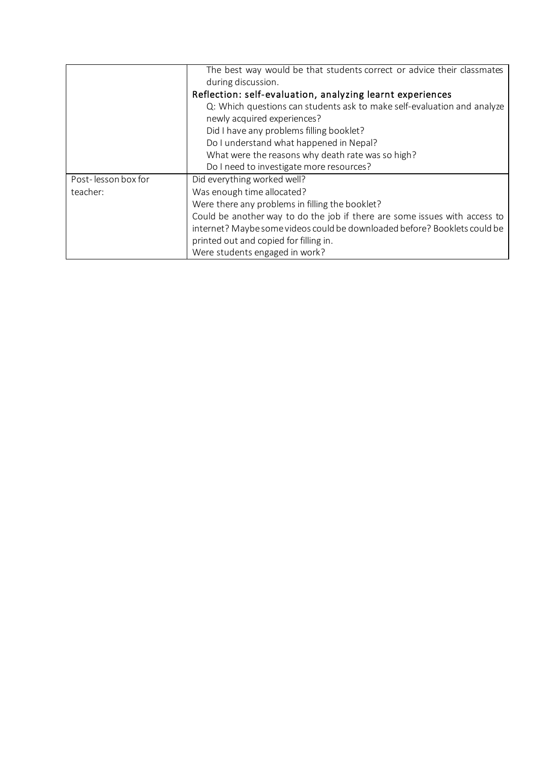| | |
|---|---|
| | The best way would be that students correct or advice their classmates during discussion.<br>**Reflection: self-evaluation, analyzing learnt experiences**<br>Q: Which questions can students ask to make self-evaluation and analyze newly acquired experiences?<br>Did I have any problems filling booklet?<br>Do I understand what happened in Nepal?<br>What were the reasons why death rate was so high?<br>Do I need to investigate more resources? |
| Post-lesson box for teacher: | Did everything worked well?<br>Was enough time allocated?<br>Were there any problems in filling the booklet?<br>Could be another way to do the job if there are some issues with access to internet? Maybe some videos could be downloaded before? Booklets could be printed out and copied for filling in.<br>Were students engaged in work? |